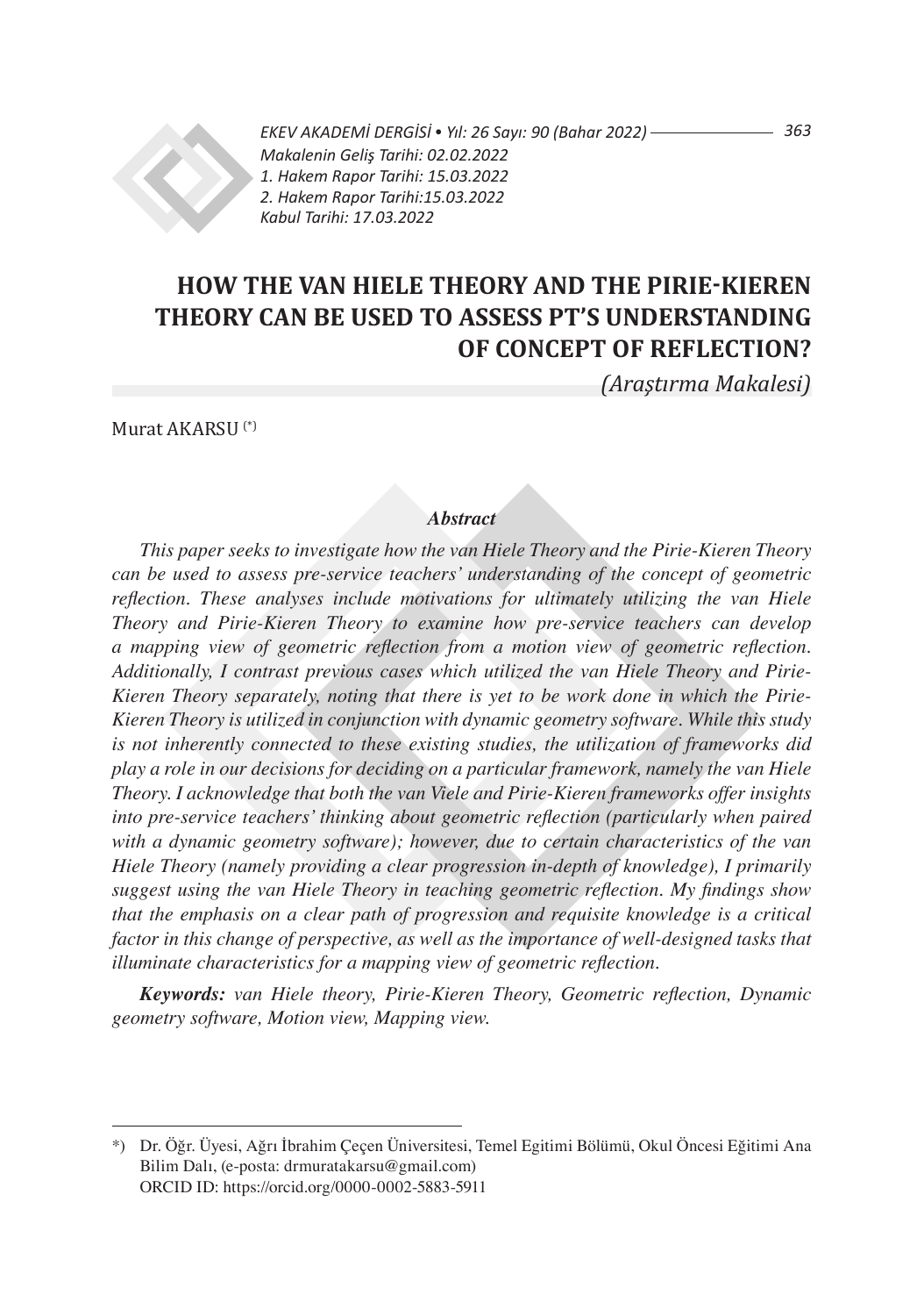Makalenin Geliş Tarihi: 02.02.2022
1. Hakem Rapor Tarihi: 15.03.2022
2. Hakem Rapor Tarihi:15.03.2022
Kabul Tarihi: 17.03.2022

# HOW THE VAN HIELE THEORY AND THE PIRIE-KIEREN THEORY CAN BE USED TO ASSESS PT'S UNDERSTANDING OF CONCEPT OF REFLECTION?

*(Araştırma Makalesi)*

Murat AKARSU [*]

### *Abstract*

*This paper seeks to investigate how the van Hiele Theory and the Pirie-Kieren Theory can be used to assess pre-service teachers' understanding of the concept of geometric reflection. These analyses include motivations for ultimately utilizing the van Hiele Theory and Pirie-Kieren Theory to examine how pre-service teachers can develop a mapping view of geometric reflection from a motion view of geometric reflection. Additionally, I contrast previous cases which utilized the van Hiele Theory and Pirie-Kieren Theory separately, noting that there is yet to be work done in which the Pirie-Kieren Theory is utilized in conjunction with dynamic geometry software. While this study is not inherently connected to these existing studies, the utilization of frameworks did play a role in our decisions for deciding on a particular framework, namely the van Hiele Theory. I acknowledge that both the van Viele and Pirie-Kieren frameworks offer insights into pre-service teachers' thinking about geometric reflection (particularly when paired with a dynamic geometry software); however, due to certain characteristics of the van Hiele Theory (namely providing a clear progression in-depth of knowledge), I primarily suggest using the van Hiele Theory in teaching geometric reflection. My findings show that the emphasis on a clear path of progression and requisite knowledge is a critical factor in this change of perspective, as well as the importance of well-designed tasks that illuminate characteristics for a mapping view of geometric reflection.*

***Keywords:*** *van Hiele theory, Pirie-Kieren Theory, Geometric reflection, Dynamic geometry software, Motion view, Mapping view.*

---

*) Dr. Öğr. Üyesi, Ağrı İbrahim Çeçen Üniversitesi, Temel Egitimi Bölümü, Okul Öncesi Eğitimi Ana Bilim Dalı, (e-posta: drmuratakarsu@gmail.com)
ORCID ID: https://orcid.org/0000-0002-5883-5911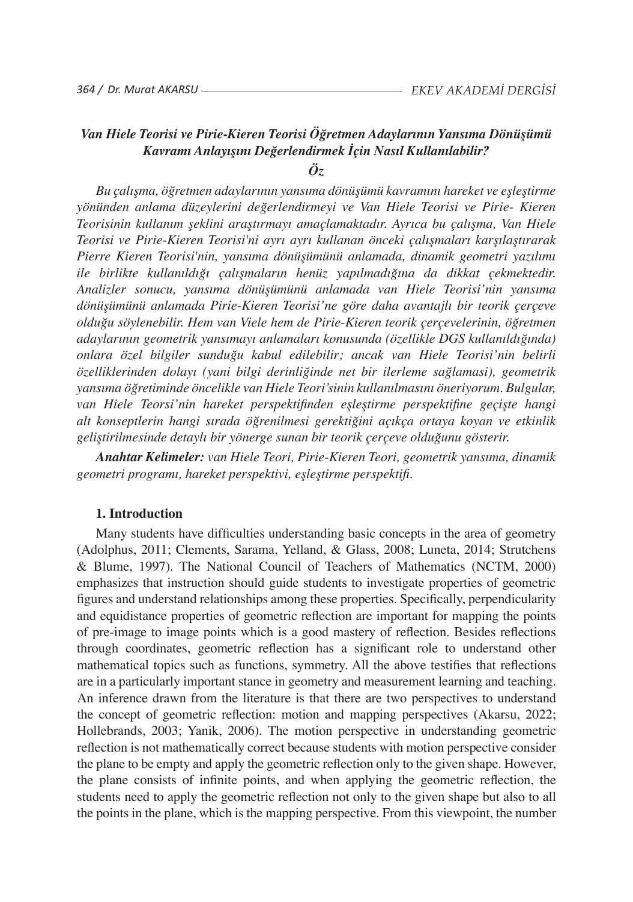***Van Hiele Teorisi ve Pirie-Kieren Teorisi Öğretmen Adaylarının Yansıma Dönüşümü Kavramı Anlayışını Değerlendirmek İçin Nasıl Kullanılabilir?***

***Öz***

*Bu çalışma, öğretmen adaylarının yansıma dönüşümü kavramını hareket ve eşleştirme yönünden anlama düzeylerini değerlendirmeyi ve Van Hiele Teorisi ve Pirie- Kieren Teorisinin kullanım şeklini araştırmayı amaçlamaktadır. Ayrıca bu çalışma, Van Hiele Teorisi ve Pirie-Kieren Teorisi'ni ayrı ayrı kullanan önceki çalışmaları karşılaştırarak Pierre Kieren Teorisi'nin, yansıma dönüşümünü anlamada, dinamik geometri yazılımı ile birlikte kullanıldığı çalışmaların henüz yapılmadığına da dikkat çekmektedir. Analizler sonucu, yansıma dönüşümünü anlamada van Hiele Teorisi'nin yansıma dönüşümünü anlamada Pirie-Kieren Teorisi'ne göre daha avantajlı bir teorik çerçeve olduğu söylenebilir. Hem van Viele hem de Pirie-Kieren teorik çerçevelerinin, öğretmen adaylarının geometrik yansımayı anlamaları konusunda (özellikle DGS kullanıldığında) onlara özel bilgiler sunduğu kabul edilebilir; ancak van Hiele Teorisi'nin belirli özelliklerinden dolayı (yani bilgi derinliğinde net bir ilerleme sağlaması), geometrik yansıma öğretiminde öncelikle van Hiele Teori'sinin kullanılmasını öneriyorum. Bulgular, van Hiele Teorsi'nin hareket perspektifinden eşleştirme perspektifine geçişte hangi alt konseptlerin hangi sırada öğrenilmesi gerektiğini açıkça ortaya koyan ve etkinlik geliştirilmesinde detaylı bir yönerge sunan bir teorik çerçeve olduğunu gösterir.*

***Anahtar Kelimeler:*** *van Hiele Teori, Pirie-Kieren Teori, geometrik yansıma, dinamik geometri programı, hareket perspektivi, eşleştirme perspektifi.*

## 1. Introduction

Many students have difficulties understanding basic concepts in the area of geometry (Adolphus, 2011; Clements, Sarama, Yelland, & Glass, 2008; Luneta, 2014; Strutchens & Blume, 1997). The National Council of Teachers of Mathematics (NCTM, 2000) emphasizes that instruction should guide students to investigate properties of geometric figures and understand relationships among these properties. Specifically, perpendicularity and equidistance properties of geometric reflection are important for mapping the points of pre-image to image points which is a good mastery of reflection. Besides reflections through coordinates, geometric reflection has a significant role to understand other mathematical topics such as functions, symmetry. All the above testifies that reflections are in a particularly important stance in geometry and measurement learning and teaching. An inference drawn from the literature is that there are two perspectives to understand the concept of geometric reflection: motion and mapping perspectives (Akarsu, 2022; Hollebrands, 2003; Yanik, 2006). The motion perspective in understanding geometric reflection is not mathematically correct because students with motion perspective consider the plane to be empty and apply the geometric reflection only to the given shape. However, the plane consists of infinite points, and when applying the geometric reflection, the students need to apply the geometric reflection not only to the given shape but also to all the points in the plane, which is the mapping perspective. From this viewpoint, the number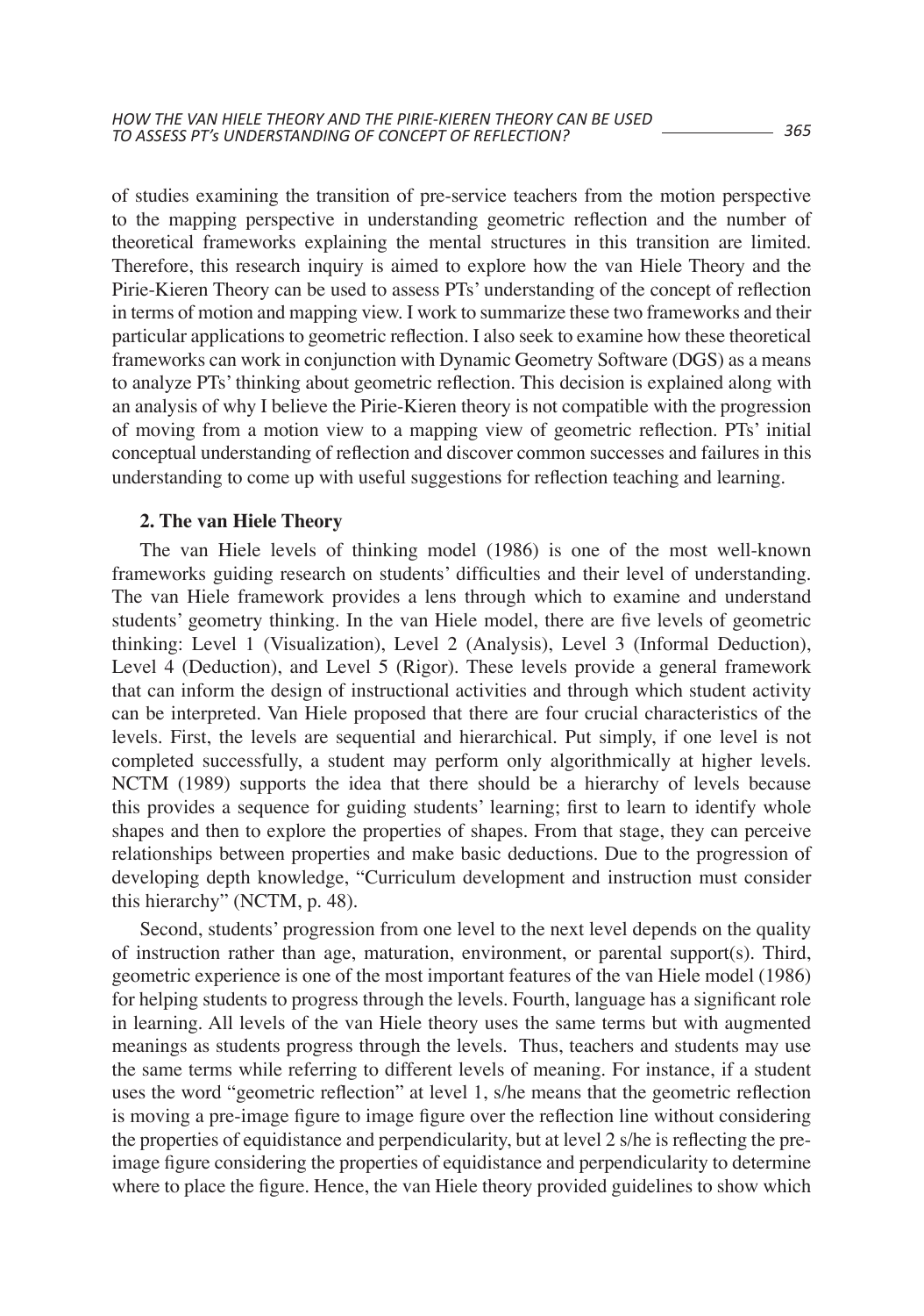of studies examining the transition of pre-service teachers from the motion perspective to the mapping perspective in understanding geometric reflection and the number of theoretical frameworks explaining the mental structures in this transition are limited. Therefore, this research inquiry is aimed to explore how the van Hiele Theory and the Pirie-Kieren Theory can be used to assess PTs' understanding of the concept of reflection in terms of motion and mapping view. I work to summarize these two frameworks and their particular applications to geometric reflection. I also seek to examine how these theoretical frameworks can work in conjunction with Dynamic Geometry Software (DGS) as a means to analyze PTs' thinking about geometric reflection. This decision is explained along with an analysis of why I believe the Pirie-Kieren theory is not compatible with the progression of moving from a motion view to a mapping view of geometric reflection. PTs' initial conceptual understanding of reflection and discover common successes and failures in this understanding to come up with useful suggestions for reflection teaching and learning.

## 2. The van Hiele Theory

The van Hiele levels of thinking model (1986) is one of the most well-known frameworks guiding research on students' difficulties and their level of understanding. The van Hiele framework provides a lens through which to examine and understand students' geometry thinking. In the van Hiele model, there are five levels of geometric thinking: Level 1 (Visualization), Level 2 (Analysis), Level 3 (Informal Deduction), Level 4 (Deduction), and Level 5 (Rigor). These levels provide a general framework that can inform the design of instructional activities and through which student activity can be interpreted. Van Hiele proposed that there are four crucial characteristics of the levels. First, the levels are sequential and hierarchical. Put simply, if one level is not completed successfully, a student may perform only algorithmically at higher levels. NCTM (1989) supports the idea that there should be a hierarchy of levels because this provides a sequence for guiding students' learning; first to learn to identify whole shapes and then to explore the properties of shapes. From that stage, they can perceive relationships between properties and make basic deductions. Due to the progression of developing depth knowledge, "Curriculum development and instruction must consider this hierarchy" (NCTM, p. 48).

Second, students' progression from one level to the next level depends on the quality of instruction rather than age, maturation, environment, or parental support(s). Third, geometric experience is one of the most important features of the van Hiele model (1986) for helping students to progress through the levels. Fourth, language has a significant role in learning. All levels of the van Hiele theory uses the same terms but with augmented meanings as students progress through the levels. Thus, teachers and students may use the same terms while referring to different levels of meaning. For instance, if a student uses the word "geometric reflection" at level 1, s/he means that the geometric reflection is moving a pre-image figure to image figure over the reflection line without considering the properties of equidistance and perpendicularity, but at level 2 s/he is reflecting the pre-image figure considering the properties of equidistance and perpendicularity to determine where to place the figure. Hence, the van Hiele theory provided guidelines to show which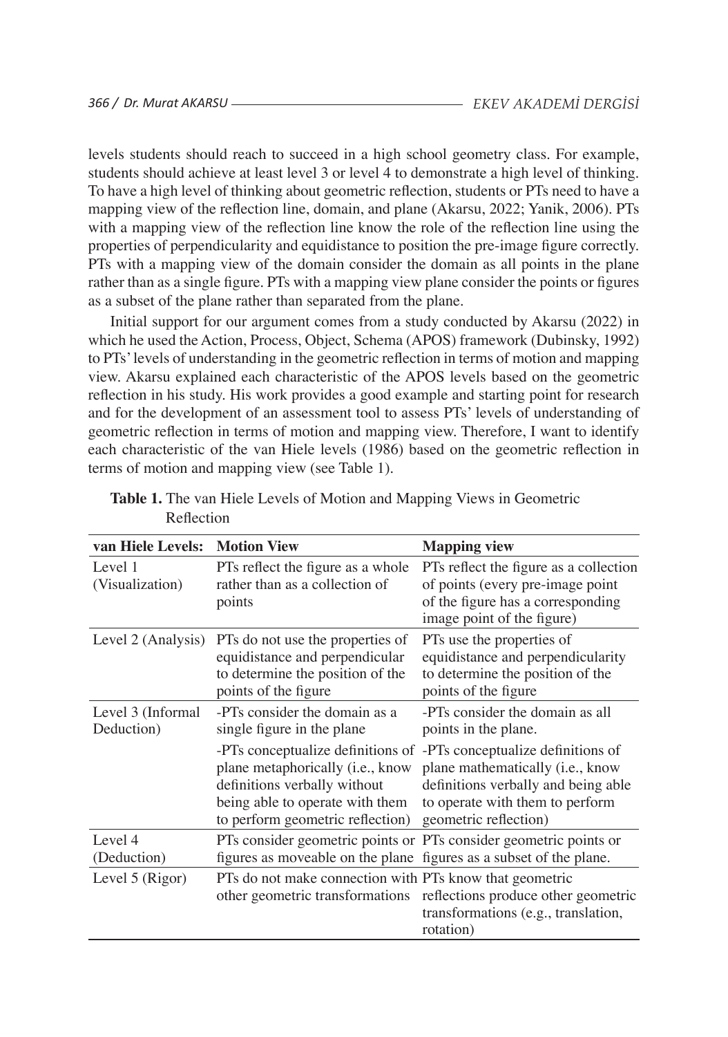levels students should reach to succeed in a high school geometry class. For example, students should achieve at least level 3 or level 4 to demonstrate a high level of thinking. To have a high level of thinking about geometric reflection, students or PTs need to have a mapping view of the reflection line, domain, and plane (Akarsu, 2022; Yanik, 2006). PTs with a mapping view of the reflection line know the role of the reflection line using the properties of perpendicularity and equidistance to position the pre-image figure correctly. PTs with a mapping view of the domain consider the domain as all points in the plane rather than as a single figure. PTs with a mapping view plane consider the points or figures as a subset of the plane rather than separated from the plane.

Initial support for our argument comes from a study conducted by Akarsu (2022) in which he used the Action, Process, Object, Schema (APOS) framework (Dubinsky, 1992) to PTs' levels of understanding in the geometric reflection in terms of motion and mapping view. Akarsu explained each characteristic of the APOS levels based on the geometric reflection in his study. His work provides a good example and starting point for research and for the development of an assessment tool to assess PTs' levels of understanding of geometric reflection in terms of motion and mapping view. Therefore, I want to identify each characteristic of the van Hiele levels (1986) based on the geometric reflection in terms of motion and mapping view (see Table 1).

**Table 1.** The van Hiele Levels of Motion and Mapping Views in Geometric Reflection

| van Hiele Levels: | Motion View | Mapping view |
|---|---|---|
| Level 1 (Visualization) | PTs reflect the figure as a whole rather than as a collection of points | PTs reflect the figure as a collection of points (every pre-image point of the figure has a corresponding image point of the figure) |
| Level 2 (Analysis) | PTs do not use the properties of equidistance and perpendicular to determine the position of the points of the figure | PTs use the properties of equidistance and perpendicularity to determine the position of the points of the figure |
| Level 3 (Informal Deduction) | -PTs consider the domain as a single figure in the plane | -PTs consider the domain as all points in the plane. |
| | -PTs conceptualize definitions of plane metaphorically (i.e., know definitions verbally without being able to operate with them to perform geometric reflection) | -PTs conceptualize definitions of plane mathematically (i.e., know definitions verbally and being able to operate with them to perform geometric reflection) |
| Level 4 (Deduction) | PTs consider geometric points or figures as moveable on the plane | PTs consider geometric points or figures as a subset of the plane. |
| Level 5 (Rigor) | PTs do not make connection with other geometric transformations | PTs know that geometric reflections produce other geometric transformations (e.g., translation, rotation) |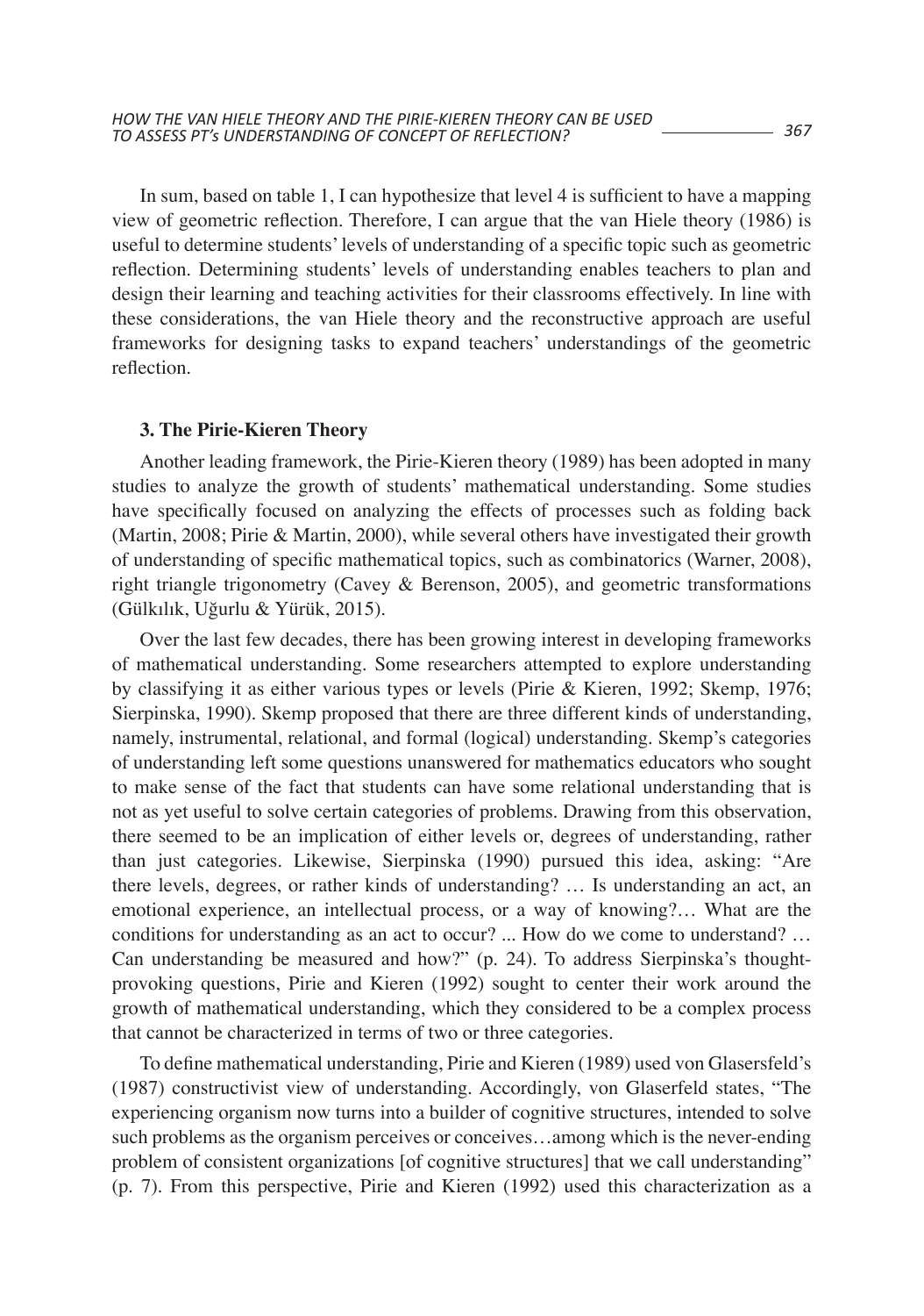In sum, based on table 1, I can hypothesize that level 4 is sufficient to have a mapping view of geometric reflection. Therefore, I can argue that the van Hiele theory (1986) is useful to determine students' levels of understanding of a specific topic such as geometric reflection. Determining students' levels of understanding enables teachers to plan and design their learning and teaching activities for their classrooms effectively. In line with these considerations, the van Hiele theory and the reconstructive approach are useful frameworks for designing tasks to expand teachers' understandings of the geometric reflection.

### 3. The Pirie-Kieren Theory

Another leading framework, the Pirie-Kieren theory (1989) has been adopted in many studies to analyze the growth of students' mathematical understanding. Some studies have specifically focused on analyzing the effects of processes such as folding back (Martin, 2008; Pirie & Martin, 2000), while several others have investigated their growth of understanding of specific mathematical topics, such as combinatorics (Warner, 2008), right triangle trigonometry (Cavey & Berenson, 2005), and geometric transformations (Gülkılık, Uğurlu & Yürük, 2015).

Over the last few decades, there has been growing interest in developing frameworks of mathematical understanding. Some researchers attempted to explore understanding by classifying it as either various types or levels (Pirie & Kieren, 1992; Skemp, 1976; Sierpinska, 1990). Skemp proposed that there are three different kinds of understanding, namely, instrumental, relational, and formal (logical) understanding. Skemp's categories of understanding left some questions unanswered for mathematics educators who sought to make sense of the fact that students can have some relational understanding that is not as yet useful to solve certain categories of problems. Drawing from this observation, there seemed to be an implication of either levels or, degrees of understanding, rather than just categories. Likewise, Sierpinska (1990) pursued this idea, asking: "Are there levels, degrees, or rather kinds of understanding? … Is understanding an act, an emotional experience, an intellectual process, or a way of knowing?… What are the conditions for understanding as an act to occur? ... How do we come to understand? … Can understanding be measured and how?" (p. 24). To address Sierpinska's thought-provoking questions, Pirie and Kieren (1992) sought to center their work around the growth of mathematical understanding, which they considered to be a complex process that cannot be characterized in terms of two or three categories.

To define mathematical understanding, Pirie and Kieren (1989) used von Glasersfeld's (1987) constructivist view of understanding. Accordingly, von Glaserfeld states, "The experiencing organism now turns into a builder of cognitive structures, intended to solve such problems as the organism perceives or conceives…among which is the never-ending problem of consistent organizations [of cognitive structures] that we call understanding" (p. 7). From this perspective, Pirie and Kieren (1992) used this characterization as a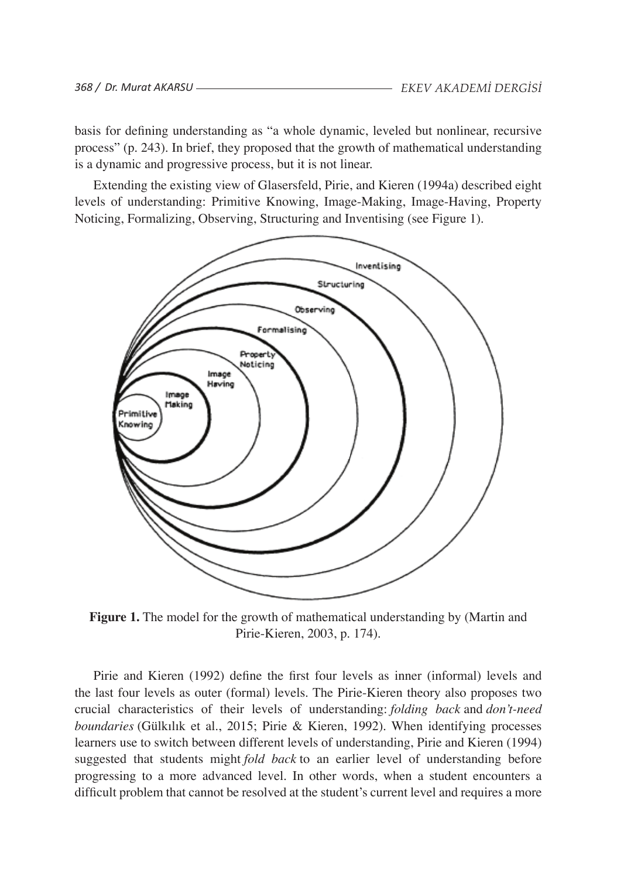basis for defining understanding as "a whole dynamic, leveled but nonlinear, recursive process" (p. 243). In brief, they proposed that the growth of mathematical understanding is a dynamic and progressive process, but it is not linear.

Extending the existing view of Glasersfeld, Pirie, and Kieren (1994a) described eight levels of understanding: Primitive Knowing, Image-Making, Image-Having, Property Noticing, Formalizing, Observing, Structuring and Inventising (see Figure 1).

**Figure 1.** The model for the growth of mathematical understanding by (Martin and Pirie-Kieren, 2003, p. 174).

Pirie and Kieren (1992) define the first four levels as inner (informal) levels and the last four levels as outer (formal) levels. The Pirie-Kieren theory also proposes two crucial characteristics of their levels of understanding: *folding back* and *don't-need boundaries* (Gülkılık et al., 2015; Pirie & Kieren, 1992). When identifying processes learners use to switch between different levels of understanding, Pirie and Kieren (1994) suggested that students might *fold back* to an earlier level of understanding before progressing to a more advanced level. In other words, when a student encounters a difficult problem that cannot be resolved at the student's current level and requires a more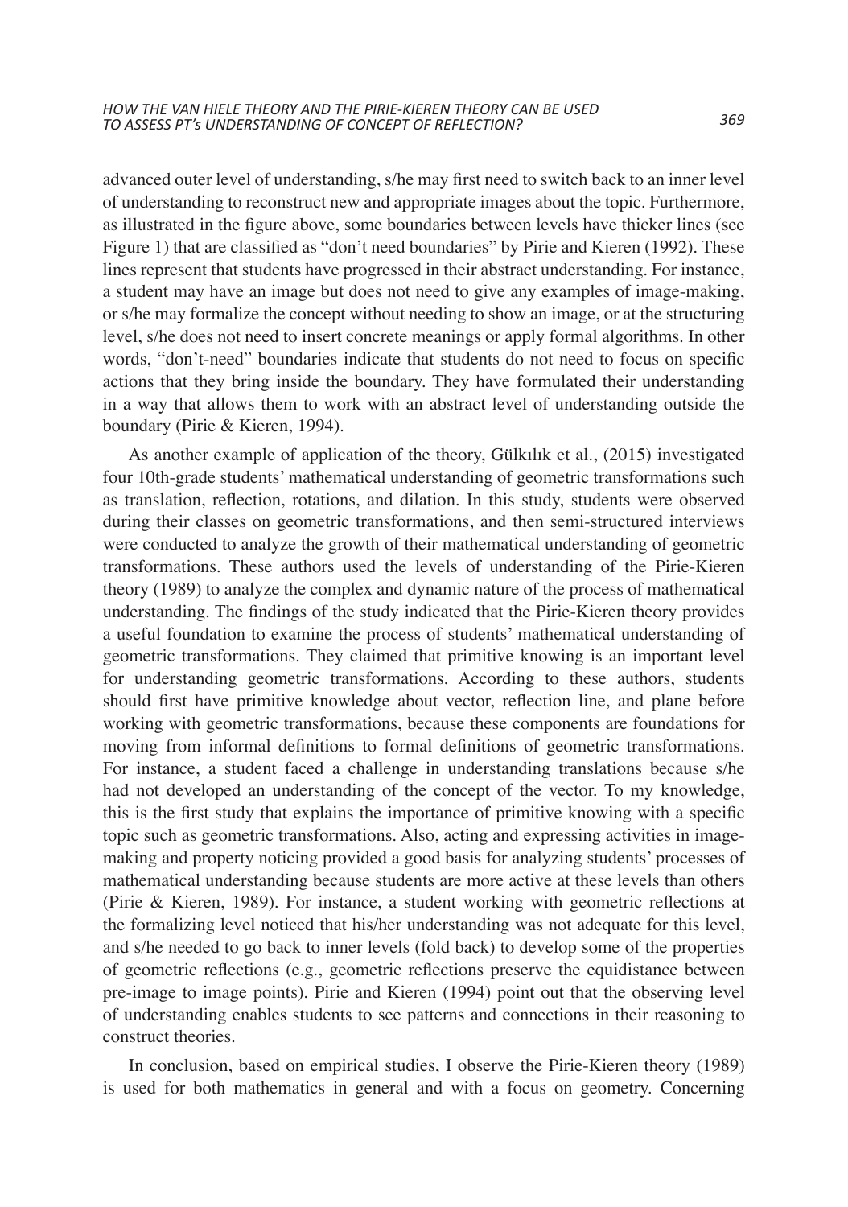advanced outer level of understanding, s/he may first need to switch back to an inner level of understanding to reconstruct new and appropriate images about the topic. Furthermore, as illustrated in the figure above, some boundaries between levels have thicker lines (see Figure 1) that are classified as "don't need boundaries" by Pirie and Kieren (1992). These lines represent that students have progressed in their abstract understanding. For instance, a student may have an image but does not need to give any examples of image-making, or s/he may formalize the concept without needing to show an image, or at the structuring level, s/he does not need to insert concrete meanings or apply formal algorithms. In other words, "don't-need" boundaries indicate that students do not need to focus on specific actions that they bring inside the boundary. They have formulated their understanding in a way that allows them to work with an abstract level of understanding outside the boundary (Pirie & Kieren, 1994).

As another example of application of the theory, Gülkılık et al., (2015) investigated four 10th-grade students' mathematical understanding of geometric transformations such as translation, reflection, rotations, and dilation. In this study, students were observed during their classes on geometric transformations, and then semi-structured interviews were conducted to analyze the growth of their mathematical understanding of geometric transformations. These authors used the levels of understanding of the Pirie-Kieren theory (1989) to analyze the complex and dynamic nature of the process of mathematical understanding. The findings of the study indicated that the Pirie-Kieren theory provides a useful foundation to examine the process of students' mathematical understanding of geometric transformations. They claimed that primitive knowing is an important level for understanding geometric transformations. According to these authors, students should first have primitive knowledge about vector, reflection line, and plane before working with geometric transformations, because these components are foundations for moving from informal definitions to formal definitions of geometric transformations. For instance, a student faced a challenge in understanding translations because s/he had not developed an understanding of the concept of the vector. To my knowledge, this is the first study that explains the importance of primitive knowing with a specific topic such as geometric transformations. Also, acting and expressing activities in image-making and property noticing provided a good basis for analyzing students' processes of mathematical understanding because students are more active at these levels than others (Pirie & Kieren, 1989). For instance, a student working with geometric reflections at the formalizing level noticed that his/her understanding was not adequate for this level, and s/he needed to go back to inner levels (fold back) to develop some of the properties of geometric reflections (e.g., geometric reflections preserve the equidistance between pre-image to image points). Pirie and Kieren (1994) point out that the observing level of understanding enables students to see patterns and connections in their reasoning to construct theories.

In conclusion, based on empirical studies, I observe the Pirie-Kieren theory (1989) is used for both mathematics in general and with a focus on geometry. Concerning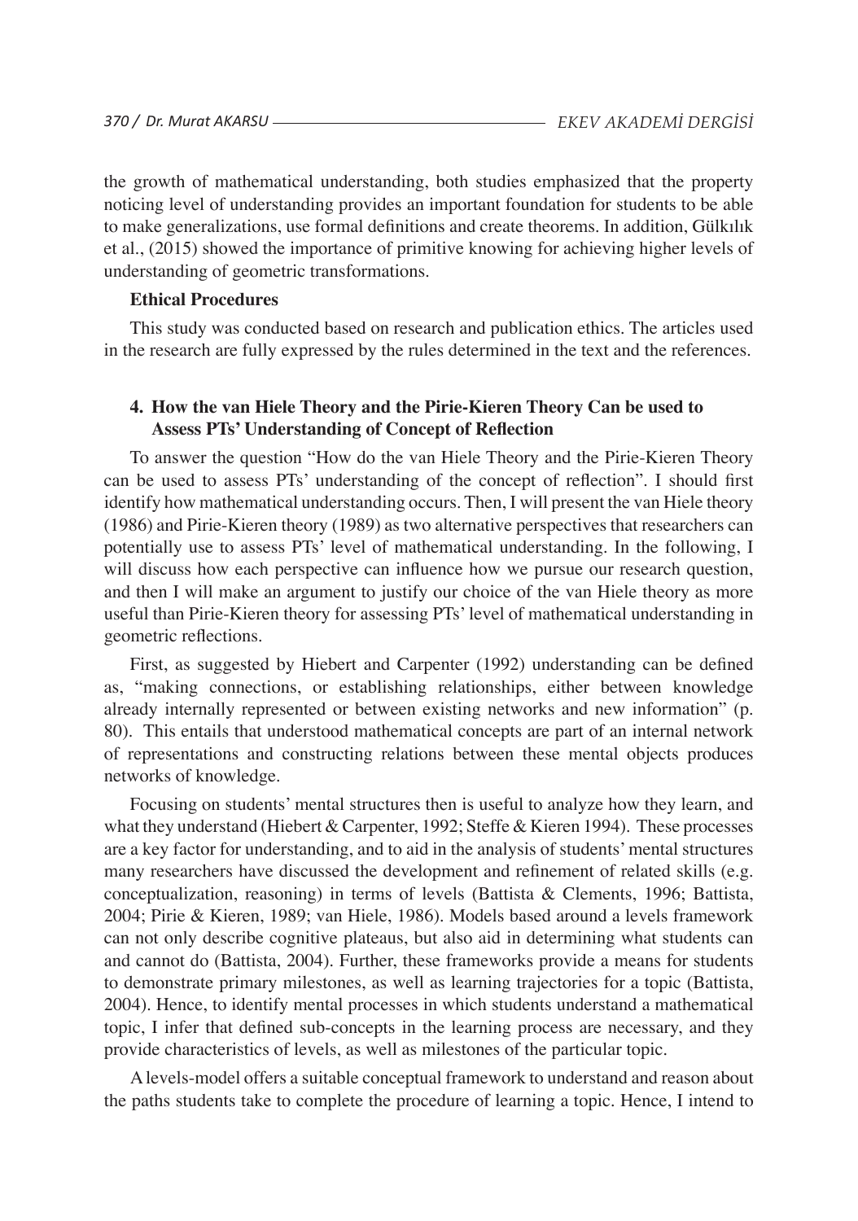the growth of mathematical understanding, both studies emphasized that the property noticing level of understanding provides an important foundation for students to be able to make generalizations, use formal definitions and create theorems. In addition, Gülkılık et al., (2015) showed the importance of primitive knowing for achieving higher levels of understanding of geometric transformations.

**Ethical Procedures**

This study was conducted based on research and publication ethics. The articles used in the research are fully expressed by the rules determined in the text and the references.

## 4. How the van Hiele Theory and the Pirie-Kieren Theory Can be used to Assess PTs' Understanding of Concept of Reflection

To answer the question "How do the van Hiele Theory and the Pirie-Kieren Theory can be used to assess PTs' understanding of the concept of reflection". I should first identify how mathematical understanding occurs. Then, I will present the van Hiele theory (1986) and Pirie-Kieren theory (1989) as two alternative perspectives that researchers can potentially use to assess PTs' level of mathematical understanding. In the following, I will discuss how each perspective can influence how we pursue our research question, and then I will make an argument to justify our choice of the van Hiele theory as more useful than Pirie-Kieren theory for assessing PTs' level of mathematical understanding in geometric reflections.

First, as suggested by Hiebert and Carpenter (1992) understanding can be defined as, "making connections, or establishing relationships, either between knowledge already internally represented or between existing networks and new information" (p. 80). This entails that understood mathematical concepts are part of an internal network of representations and constructing relations between these mental objects produces networks of knowledge.

Focusing on students' mental structures then is useful to analyze how they learn, and what they understand (Hiebert & Carpenter, 1992; Steffe & Kieren 1994). These processes are a key factor for understanding, and to aid in the analysis of students' mental structures many researchers have discussed the development and refinement of related skills (e.g. conceptualization, reasoning) in terms of levels (Battista & Clements, 1996; Battista, 2004; Pirie & Kieren, 1989; van Hiele, 1986). Models based around a levels framework can not only describe cognitive plateaus, but also aid in determining what students can and cannot do (Battista, 2004). Further, these frameworks provide a means for students to demonstrate primary milestones, as well as learning trajectories for a topic (Battista, 2004). Hence, to identify mental processes in which students understand a mathematical topic, I infer that defined sub-concepts in the learning process are necessary, and they provide characteristics of levels, as well as milestones of the particular topic.

A levels-model offers a suitable conceptual framework to understand and reason about the paths students take to complete the procedure of learning a topic. Hence, I intend to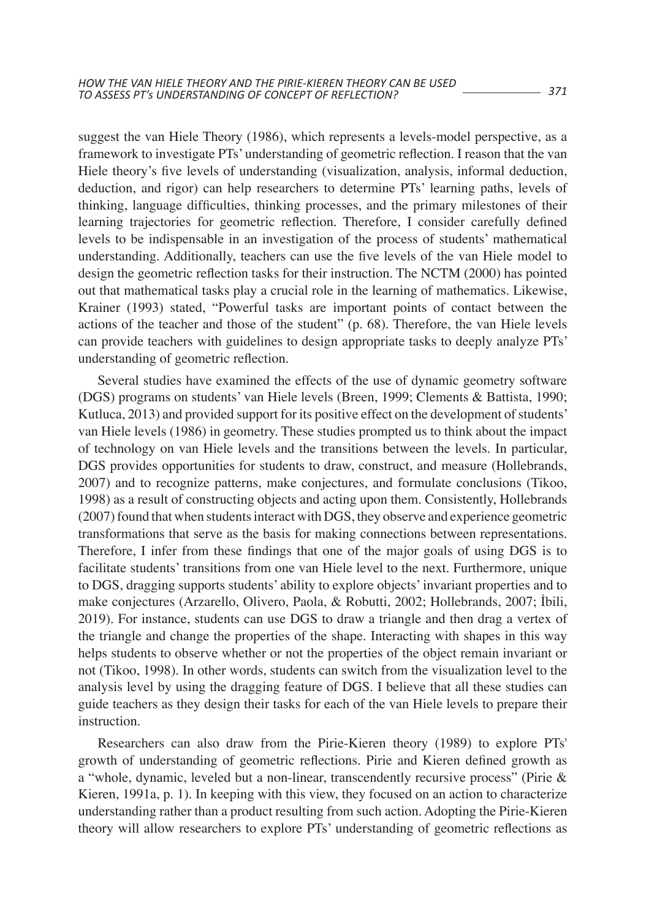suggest the van Hiele Theory (1986), which represents a levels-model perspective, as a framework to investigate PTs' understanding of geometric reflection. I reason that the van Hiele theory's five levels of understanding (visualization, analysis, informal deduction, deduction, and rigor) can help researchers to determine PTs' learning paths, levels of thinking, language difficulties, thinking processes, and the primary milestones of their learning trajectories for geometric reflection. Therefore, I consider carefully defined levels to be indispensable in an investigation of the process of students' mathematical understanding. Additionally, teachers can use the five levels of the van Hiele model to design the geometric reflection tasks for their instruction. The NCTM (2000) has pointed out that mathematical tasks play a crucial role in the learning of mathematics. Likewise, Krainer (1993) stated, "Powerful tasks are important points of contact between the actions of the teacher and those of the student" (p. 68). Therefore, the van Hiele levels can provide teachers with guidelines to design appropriate tasks to deeply analyze PTs' understanding of geometric reflection.

Several studies have examined the effects of the use of dynamic geometry software (DGS) programs on students' van Hiele levels (Breen, 1999; Clements & Battista, 1990; Kutluca, 2013) and provided support for its positive effect on the development of students' van Hiele levels (1986) in geometry. These studies prompted us to think about the impact of technology on van Hiele levels and the transitions between the levels. In particular, DGS provides opportunities for students to draw, construct, and measure (Hollebrands, 2007) and to recognize patterns, make conjectures, and formulate conclusions (Tikoo, 1998) as a result of constructing objects and acting upon them. Consistently, Hollebrands (2007) found that when students interact with DGS, they observe and experience geometric transformations that serve as the basis for making connections between representations. Therefore, I infer from these findings that one of the major goals of using DGS is to facilitate students' transitions from one van Hiele level to the next. Furthermore, unique to DGS, dragging supports students' ability to explore objects' invariant properties and to make conjectures (Arzarello, Olivero, Paola, & Robutti, 2002; Hollebrands, 2007; İbili, 2019). For instance, students can use DGS to draw a triangle and then drag a vertex of the triangle and change the properties of the shape. Interacting with shapes in this way helps students to observe whether or not the properties of the object remain invariant or not (Tikoo, 1998). In other words, students can switch from the visualization level to the analysis level by using the dragging feature of DGS. I believe that all these studies can guide teachers as they design their tasks for each of the van Hiele levels to prepare their instruction.

Researchers can also draw from the Pirie-Kieren theory (1989) to explore PTs' growth of understanding of geometric reflections. Pirie and Kieren defined growth as a "whole, dynamic, leveled but a non-linear, transcendently recursive process" (Pirie & Kieren, 1991a, p. 1). In keeping with this view, they focused on an action to characterize understanding rather than a product resulting from such action. Adopting the Pirie-Kieren theory will allow researchers to explore PTs' understanding of geometric reflections as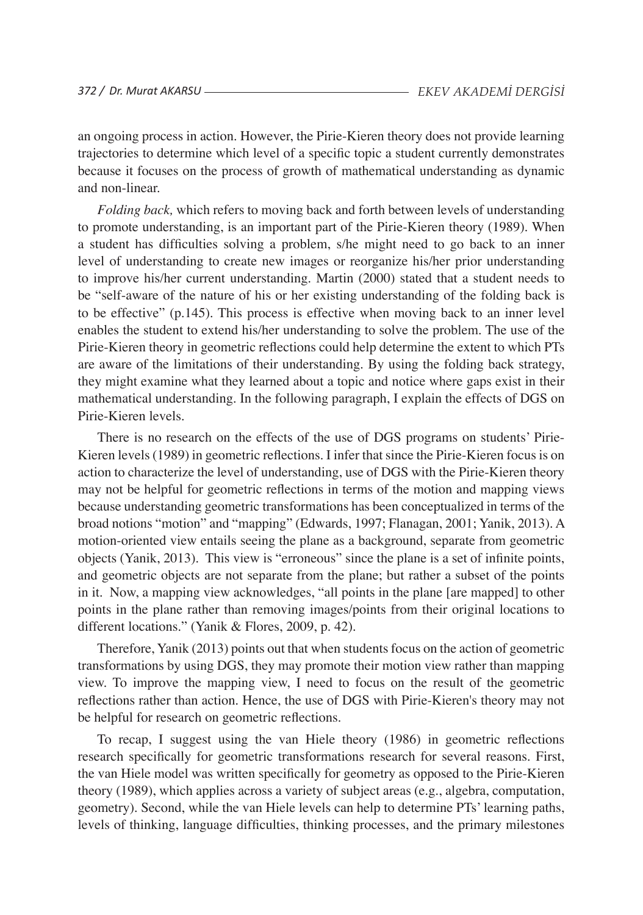an ongoing process in action. However, the Pirie-Kieren theory does not provide learning trajectories to determine which level of a specific topic a student currently demonstrates because it focuses on the process of growth of mathematical understanding as dynamic and non-linear.

*Folding back,* which refers to moving back and forth between levels of understanding to promote understanding, is an important part of the Pirie-Kieren theory (1989). When a student has difficulties solving a problem, s/he might need to go back to an inner level of understanding to create new images or reorganize his/her prior understanding to improve his/her current understanding. Martin (2000) stated that a student needs to be "self-aware of the nature of his or her existing understanding of the folding back is to be effective" (p.145). This process is effective when moving back to an inner level enables the student to extend his/her understanding to solve the problem. The use of the Pirie-Kieren theory in geometric reflections could help determine the extent to which PTs are aware of the limitations of their understanding. By using the folding back strategy, they might examine what they learned about a topic and notice where gaps exist in their mathematical understanding. In the following paragraph, I explain the effects of DGS on Pirie-Kieren levels.

There is no research on the effects of the use of DGS programs on students' Pirie-Kieren levels (1989) in geometric reflections. I infer that since the Pirie-Kieren focus is on action to characterize the level of understanding, use of DGS with the Pirie-Kieren theory may not be helpful for geometric reflections in terms of the motion and mapping views because understanding geometric transformations has been conceptualized in terms of the broad notions "motion" and "mapping" (Edwards, 1997; Flanagan, 2001; Yanik, 2013). A motion-oriented view entails seeing the plane as a background, separate from geometric objects (Yanik, 2013). This view is "erroneous" since the plane is a set of infinite points, and geometric objects are not separate from the plane; but rather a subset of the points in it. Now, a mapping view acknowledges, "all points in the plane [are mapped] to other points in the plane rather than removing images/points from their original locations to different locations." (Yanik & Flores, 2009, p. 42).

Therefore, Yanik (2013) points out that when students focus on the action of geometric transformations by using DGS, they may promote their motion view rather than mapping view. To improve the mapping view, I need to focus on the result of the geometric reflections rather than action. Hence, the use of DGS with Pirie-Kieren's theory may not be helpful for research on geometric reflections.

To recap, I suggest using the van Hiele theory (1986) in geometric reflections research specifically for geometric transformations research for several reasons. First, the van Hiele model was written specifically for geometry as opposed to the Pirie-Kieren theory (1989), which applies across a variety of subject areas (e.g., algebra, computation, geometry). Second, while the van Hiele levels can help to determine PTs' learning paths, levels of thinking, language difficulties, thinking processes, and the primary milestones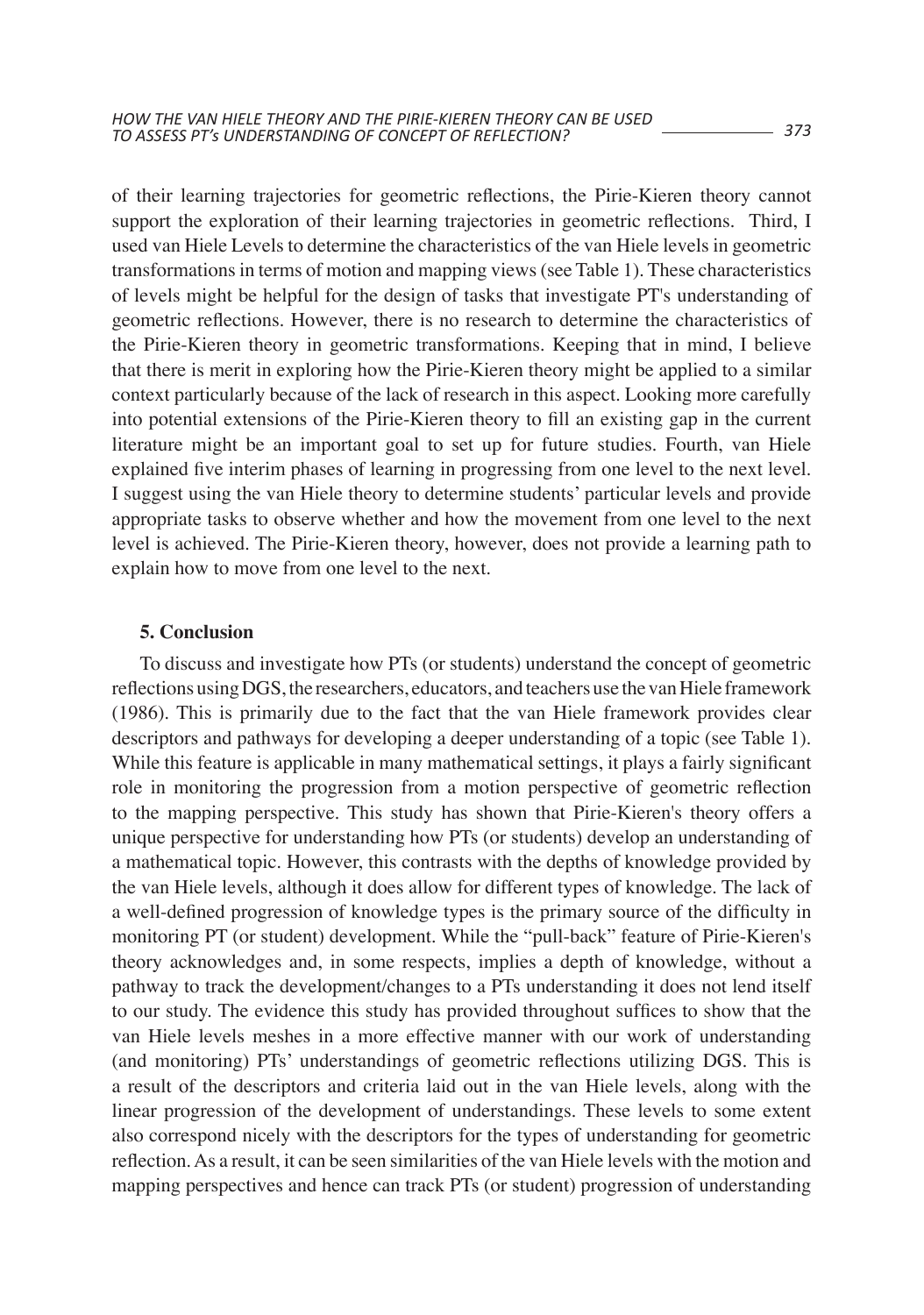of their learning trajectories for geometric reflections, the Pirie-Kieren theory cannot support the exploration of their learning trajectories in geometric reflections. Third, I used van Hiele Levels to determine the characteristics of the van Hiele levels in geometric transformations in terms of motion and mapping views (see Table 1). These characteristics of levels might be helpful for the design of tasks that investigate PT's understanding of geometric reflections. However, there is no research to determine the characteristics of the Pirie-Kieren theory in geometric transformations. Keeping that in mind, I believe that there is merit in exploring how the Pirie-Kieren theory might be applied to a similar context particularly because of the lack of research in this aspect. Looking more carefully into potential extensions of the Pirie-Kieren theory to fill an existing gap in the current literature might be an important goal to set up for future studies. Fourth, van Hiele explained five interim phases of learning in progressing from one level to the next level. I suggest using the van Hiele theory to determine students' particular levels and provide appropriate tasks to observe whether and how the movement from one level to the next level is achieved. The Pirie-Kieren theory, however, does not provide a learning path to explain how to move from one level to the next.

## 5. Conclusion

To discuss and investigate how PTs (or students) understand the concept of geometric reflections using DGS, the researchers, educators, and teachers use the van Hiele framework (1986). This is primarily due to the fact that the van Hiele framework provides clear descriptors and pathways for developing a deeper understanding of a topic (see Table 1). While this feature is applicable in many mathematical settings, it plays a fairly significant role in monitoring the progression from a motion perspective of geometric reflection to the mapping perspective. This study has shown that Pirie-Kieren's theory offers a unique perspective for understanding how PTs (or students) develop an understanding of a mathematical topic. However, this contrasts with the depths of knowledge provided by the van Hiele levels, although it does allow for different types of knowledge. The lack of a well-defined progression of knowledge types is the primary source of the difficulty in monitoring PT (or student) development. While the "pull-back" feature of Pirie-Kieren's theory acknowledges and, in some respects, implies a depth of knowledge, without a pathway to track the development/changes to a PTs understanding it does not lend itself to our study. The evidence this study has provided throughout suffices to show that the van Hiele levels meshes in a more effective manner with our work of understanding (and monitoring) PTs' understandings of geometric reflections utilizing DGS. This is a result of the descriptors and criteria laid out in the van Hiele levels, along with the linear progression of the development of understandings. These levels to some extent also correspond nicely with the descriptors for the types of understanding for geometric reflection. As a result, it can be seen similarities of the van Hiele levels with the motion and mapping perspectives and hence can track PTs (or student) progression of understanding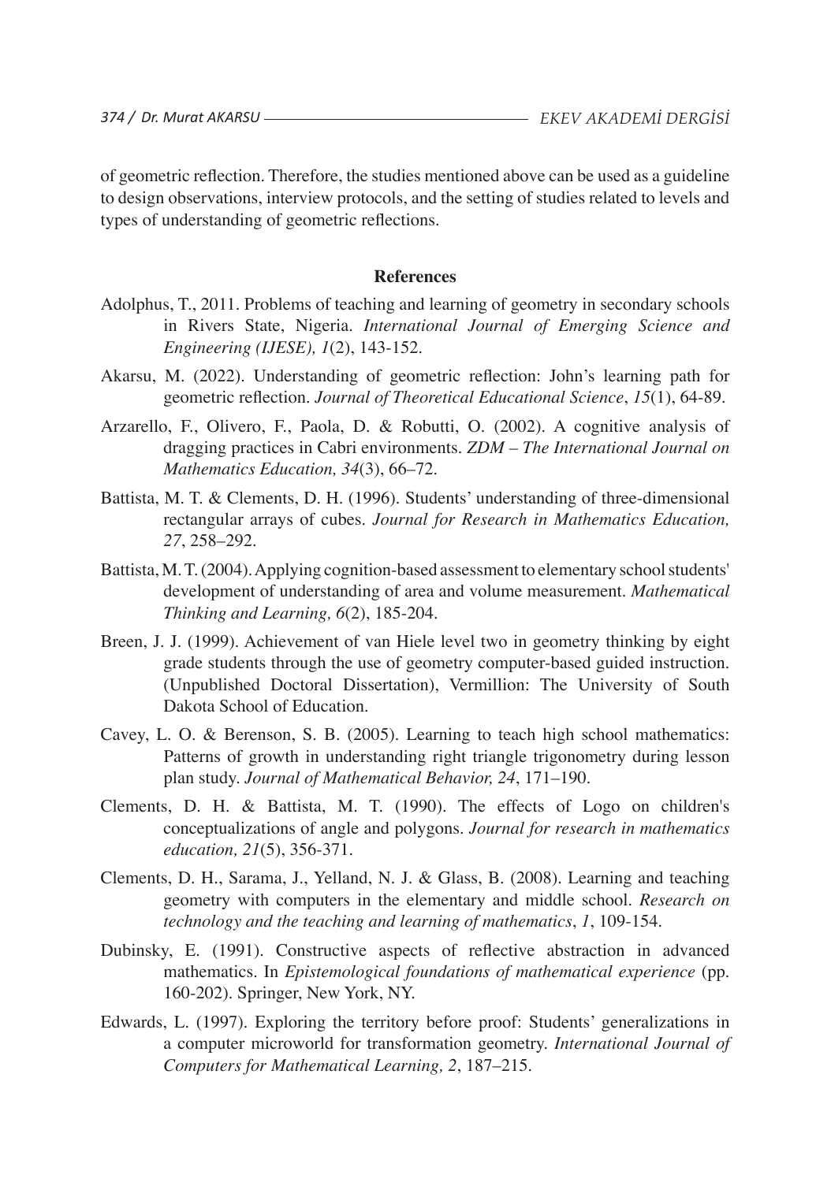of geometric reflection. Therefore, the studies mentioned above can be used as a guideline to design observations, interview protocols, and the setting of studies related to levels and types of understanding of geometric reflections.

## References

Adolphus, T., 2011. Problems of teaching and learning of geometry in secondary schools in Rivers State, Nigeria. *International Journal of Emerging Science and Engineering (IJESE), 1*(2), 143-152.

Akarsu, M. (2022). Understanding of geometric reflection: John's learning path for geometric reflection. *Journal of Theoretical Educational Science*, *15*(1), 64-89.

Arzarello, F., Olivero, F., Paola, D. & Robutti, O. (2002). A cognitive analysis of dragging practices in Cabri environments. *ZDM – The International Journal on Mathematics Education, 34*(3), 66–72.

Battista, M. T. & Clements, D. H. (1996). Students' understanding of three-dimensional rectangular arrays of cubes. *Journal for Research in Mathematics Education, 27*, 258–292.

Battista, M. T. (2004). Applying cognition-based assessment to elementary school students' development of understanding of area and volume measurement. *Mathematical Thinking and Learning, 6*(2), 185-204.

Breen, J. J. (1999). Achievement of van Hiele level two in geometry thinking by eight grade students through the use of geometry computer-based guided instruction. (Unpublished Doctoral Dissertation), Vermillion: The University of South Dakota School of Education.

Cavey, L. O. & Berenson, S. B. (2005). Learning to teach high school mathematics: Patterns of growth in understanding right triangle trigonometry during lesson plan study. *Journal of Mathematical Behavior, 24*, 171–190.

Clements, D. H. & Battista, M. T. (1990). The effects of Logo on children's conceptualizations of angle and polygons. *Journal for research in mathematics education, 21*(5), 356-371.

Clements, D. H., Sarama, J., Yelland, N. J. & Glass, B. (2008). Learning and teaching geometry with computers in the elementary and middle school. *Research on technology and the teaching and learning of mathematics*, *1*, 109-154.

Dubinsky, E. (1991). Constructive aspects of reflective abstraction in advanced mathematics. In *Epistemological foundations of mathematical experience* (pp. 160-202). Springer, New York, NY.

Edwards, L. (1997). Exploring the territory before proof: Students' generalizations in a computer microworld for transformation geometry. *International Journal of Computers for Mathematical Learning, 2*, 187–215.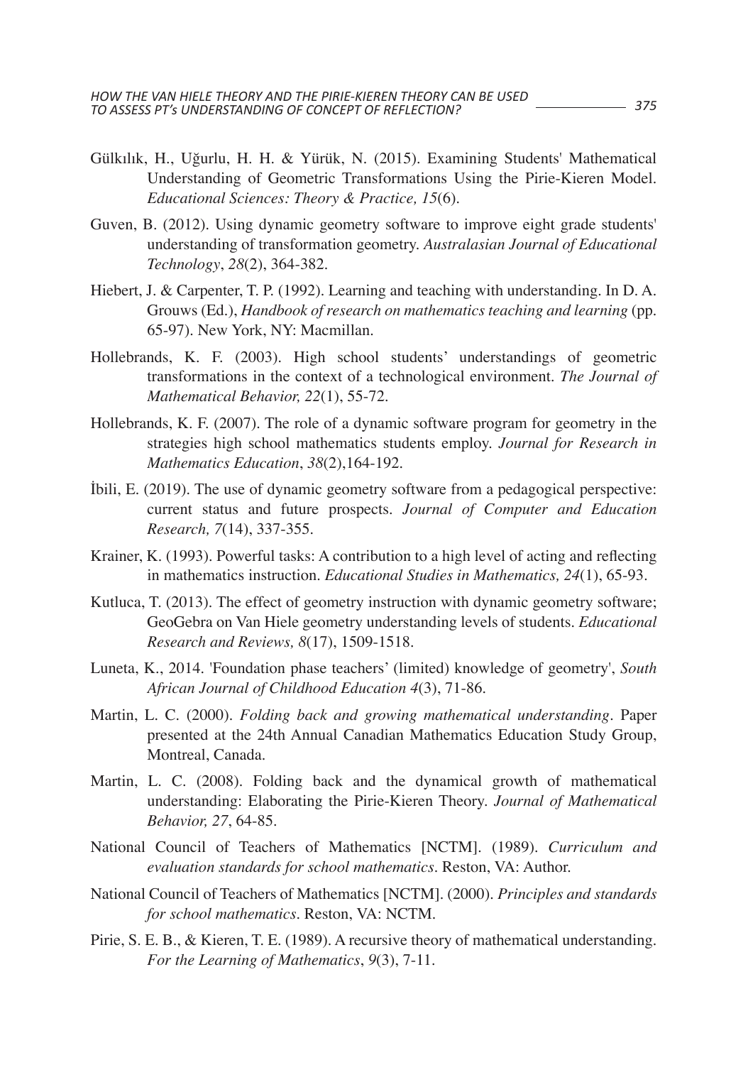Gülkılık, H., Uğurlu, H. H. & Yürük, N. (2015). Examining Students' Mathematical Understanding of Geometric Transformations Using the Pirie-Kieren Model. *Educational Sciences: Theory & Practice, 15*(6).

Guven, B. (2012). Using dynamic geometry software to improve eight grade students' understanding of transformation geometry. *Australasian Journal of Educational Technology*, *28*(2), 364-382.

Hiebert, J. & Carpenter, T. P. (1992). Learning and teaching with understanding. In D. A. Grouws (Ed.), *Handbook of research on mathematics teaching and learning* (pp. 65-97). New York, NY: Macmillan.

Hollebrands, K. F. (2003). High school students' understandings of geometric transformations in the context of a technological environment. *The Journal of Mathematical Behavior, 22*(1), 55-72.

Hollebrands, K. F. (2007). The role of a dynamic software program for geometry in the strategies high school mathematics students employ. *Journal for Research in Mathematics Education*, *38*(2),164-192.

İbili, E. (2019). The use of dynamic geometry software from a pedagogical perspective: current status and future prospects. *Journal of Computer and Education Research, 7*(14), 337-355.

Krainer, K. (1993). Powerful tasks: A contribution to a high level of acting and reflecting in mathematics instruction. *Educational Studies in Mathematics, 24*(1), 65-93.

Kutluca, T. (2013). The effect of geometry instruction with dynamic geometry software; GeoGebra on Van Hiele geometry understanding levels of students. *Educational Research and Reviews, 8*(17), 1509-1518.

Luneta, K., 2014. 'Foundation phase teachers' (limited) knowledge of geometry', *South African Journal of Childhood Education 4*(3), 71-86.

Martin, L. C. (2000). *Folding back and growing mathematical understanding*. Paper presented at the 24th Annual Canadian Mathematics Education Study Group, Montreal, Canada.

Martin, L. C. (2008). Folding back and the dynamical growth of mathematical understanding: Elaborating the Pirie-Kieren Theory. *Journal of Mathematical Behavior, 27*, 64-85.

National Council of Teachers of Mathematics [NCTM]. (1989). *Curriculum and evaluation standards for school mathematics*. Reston, VA: Author.

National Council of Teachers of Mathematics [NCTM]. (2000). *Principles and standards for school mathematics*. Reston, VA: NCTM.

Pirie, S. E. B., & Kieren, T. E. (1989). A recursive theory of mathematical understanding. *For the Learning of Mathematics*, *9*(3), 7-11.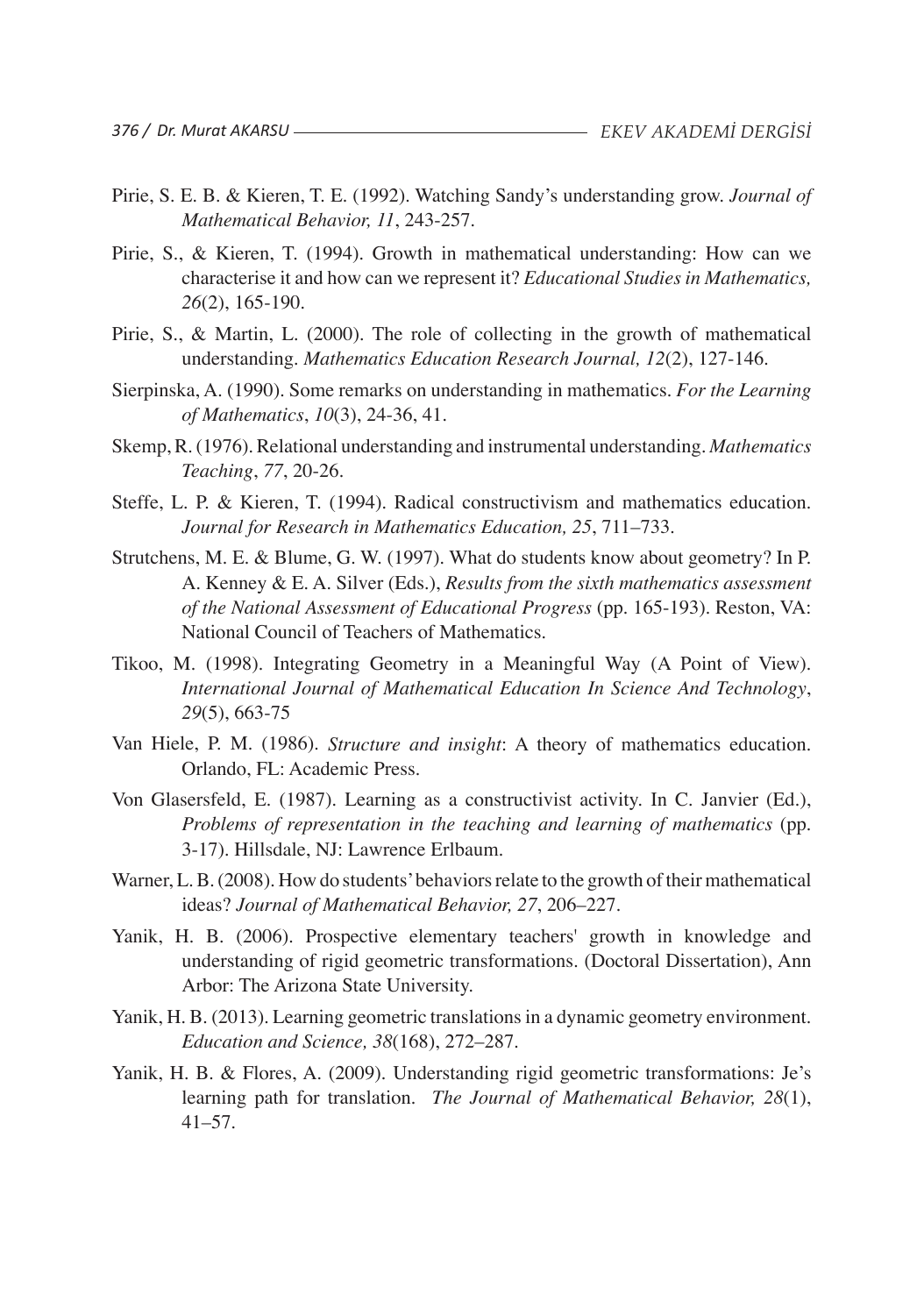Pirie, S. E. B. & Kieren, T. E. (1992). Watching Sandy's understanding grow. *Journal of Mathematical Behavior, 11*, 243-257.

Pirie, S., & Kieren, T. (1994). Growth in mathematical understanding: How can we characterise it and how can we represent it? *Educational Studies in Mathematics, 26*(2), 165-190.

Pirie, S., & Martin, L. (2000). The role of collecting in the growth of mathematical understanding. *Mathematics Education Research Journal, 12*(2), 127-146.

Sierpinska, A. (1990). Some remarks on understanding in mathematics. *For the Learning of Mathematics*, *10*(3), 24-36, 41.

Skemp, R. (1976). Relational understanding and instrumental understanding. *Mathematics Teaching*, *77*, 20-26.

Steffe, L. P. & Kieren, T. (1994). Radical constructivism and mathematics education. *Journal for Research in Mathematics Education, 25*, 711–733.

Strutchens, M. E. & Blume, G. W. (1997). What do students know about geometry? In P. A. Kenney & E. A. Silver (Eds.), *Results from the sixth mathematics assessment of the National Assessment of Educational Progress* (pp. 165-193). Reston, VA: National Council of Teachers of Mathematics.

Tikoo, M. (1998). Integrating Geometry in a Meaningful Way (A Point of View). *International Journal of Mathematical Education In Science And Technology*, *29*(5), 663-75

Van Hiele, P. M. (1986). *Structure and insight*: A theory of mathematics education. Orlando, FL: Academic Press.

Von Glasersfeld, E. (1987). Learning as a constructivist activity. In C. Janvier (Ed.), *Problems of representation in the teaching and learning of mathematics* (pp. 3-17). Hillsdale, NJ: Lawrence Erlbaum.

Warner, L. B. (2008). How do students' behaviors relate to the growth of their mathematical ideas? *Journal of Mathematical Behavior, 27*, 206–227.

Yanik, H. B. (2006). Prospective elementary teachers' growth in knowledge and understanding of rigid geometric transformations. (Doctoral Dissertation), Ann Arbor: The Arizona State University.

Yanik, H. B. (2013). Learning geometric translations in a dynamic geometry environment. *Education and Science, 38*(168), 272–287.

Yanik, H. B. & Flores, A. (2009). Understanding rigid geometric transformations: Je's learning path for translation. *The Journal of Mathematical Behavior, 28*(1), 41–57.